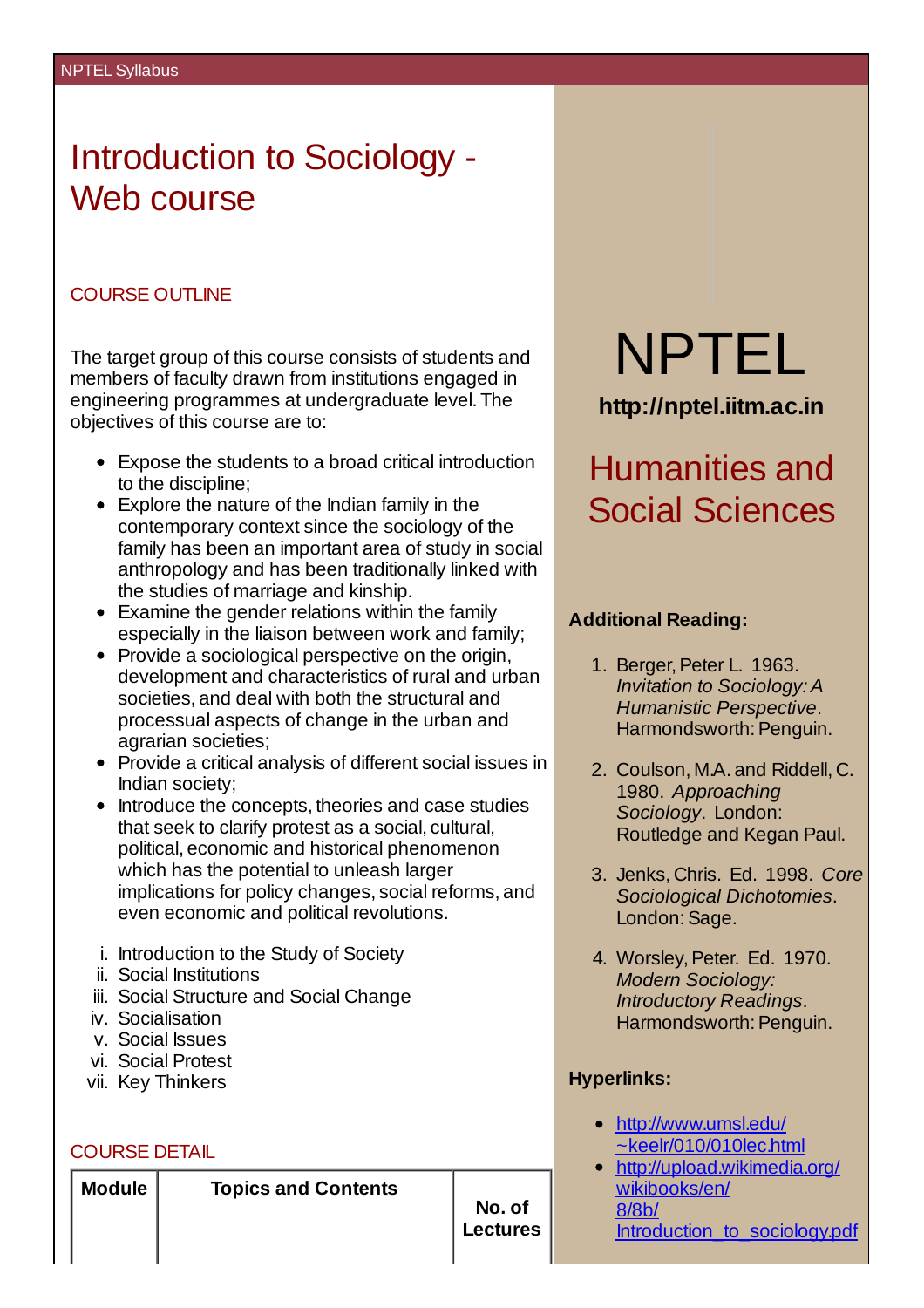# Introduction to Sociology - Web course

## COURSE OUTLINE

The target group of this course consists of students and members of faculty drawn from institutions engaged in engineering programmes at undergraduate level. The objectives of this course are to:

- Expose the students to a broad critical introduction to the discipline;
- Explore the nature of the Indian family in the contemporary context since the sociology of the family has been an important area of study in social anthropology and has been traditionally linked with the studies of marriage and kinship.
- Examine the gender relations within the family especially in the liaison between work and family;
- Provide a sociological perspective on the origin, development and characteristics of rural and urban societies, and deal with both the structural and processual aspects of change in the urban and agrarian societies;
- Provide a critical analysis of different social issues in Indian society;
- Introduce the concepts, theories and case studies that seek to clarify protest as a social, cultural, political, economic and historical phenomenon which has the potential to unleash larger implications for policy changes, social reforms, and even economic and political revolutions.

i. Introduction to the Study of Society
ii. Social Institutions
iii. Social Structure and Social Change
iv. Socialisation
v. Social Issues
vi. Social Protest
vii. Key Thinkers

## COURSE DETAIL

| Module | Topics and Contents | No. of Lectures |
|---|---|---|

# NPTEL

**http://nptel.iitm.ac.in**

## Humanities and Social Sciences

**Additional Reading:**

1. Berger, Peter L. 1963. *Invitation to Sociology: A Humanistic Perspective*. Harmondsworth: Penguin.
2. Coulson, M.A. and Riddell, C. 1980. *Approaching Sociology*. London: Routledge and Kegan Paul.
3. Jenks, Chris. Ed. 1998. *Core Sociological Dichotomies*. London: Sage.
4. Worsley, Peter. Ed. 1970. *Modern Sociology: Introductory Readings*. Harmondsworth: Penguin.

**Hyperlinks:**

- http://www.umsl.edu/~keelr/010/010lec.html
- http://upload.wikimedia.org/wikibooks/en/8/8b/Introduction_to_sociology.pdf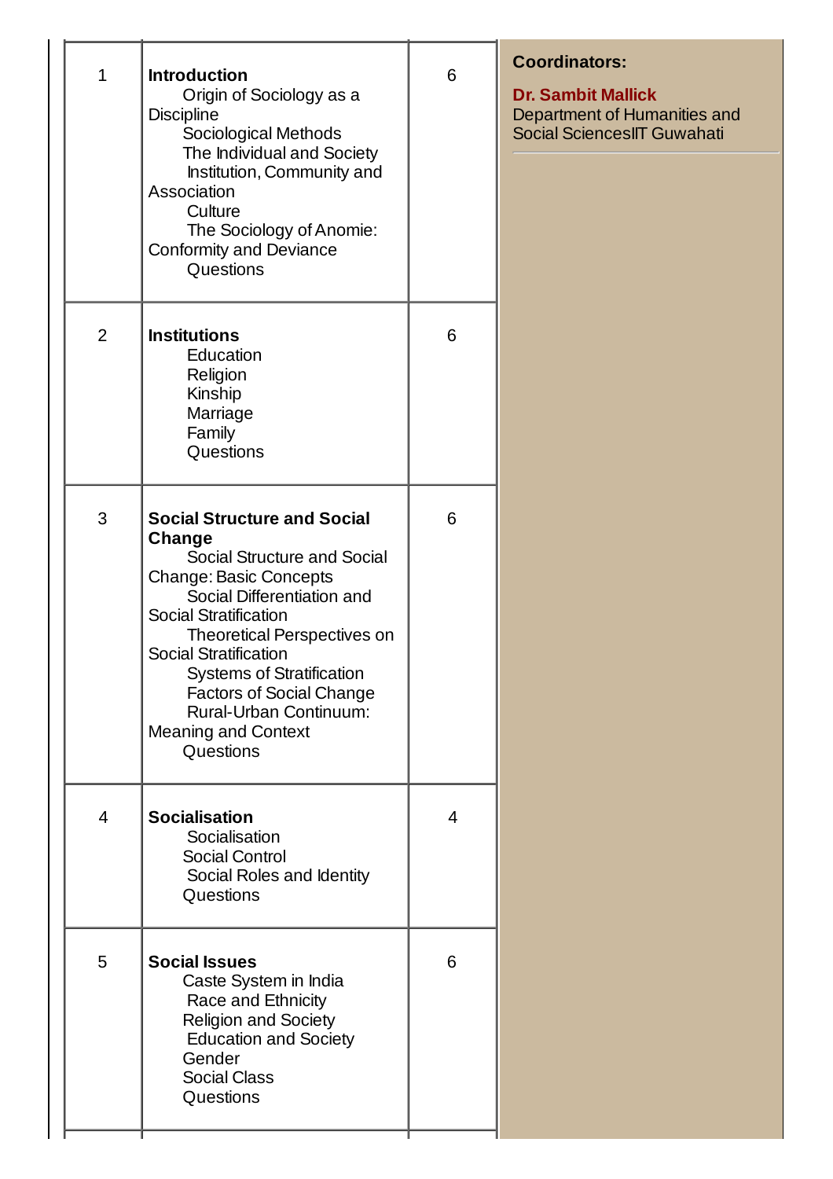| | | |
|---|---|---|
| 1 | **Introduction**<br>Origin of Sociology as a Discipline<br>Sociological Methods<br>The Individual and Society<br>Institution, Community and Association<br>Culture<br>The Sociology of Anomie: Conformity and Deviance<br>Questions | 6 |
| 2 | **Institutions**<br>Education<br>Religion<br>Kinship<br>Marriage<br>Family<br>Questions | 6 |
| 3 | **Social Structure and Social Change**<br>Social Structure and Social Change: Basic Concepts<br>Social Differentiation and Social Stratification<br>Theoretical Perspectives on Social Stratification<br>Systems of Stratification<br>Factors of Social Change<br>Rural-Urban Continuum: Meaning and Context<br>Questions | 6 |
| 4 | **Socialisation**<br>Socialisation<br>Social Control<br>Social Roles and Identity<br>Questions | 4 |
| 5 | **Social Issues**<br>Caste System in India<br>Race and Ethnicity<br>Religion and Society<br>Education and Society<br>Gender<br>Social Class<br>Questions | 6 |

**Coordinators:**

**Dr. Sambit Mallick**
Department of Humanities and Social SciencesIIT Guwahati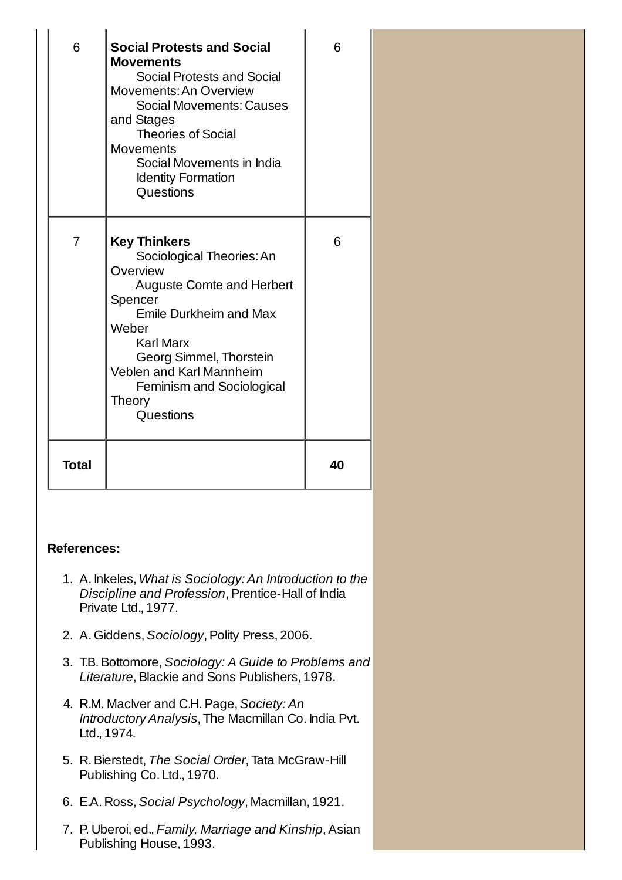| | | |
|---|---|---|
| 6 | **Social Protests and Social Movements**<br>Social Protests and Social Movements: An Overview<br>Social Movements: Causes and Stages<br>Theories of Social Movements<br>Social Movements in India<br>Identity Formation<br>Questions | 6 |
| 7 | **Key Thinkers**<br>Sociological Theories: An Overview<br>Auguste Comte and Herbert Spencer<br>Emile Durkheim and Max Weber<br>Karl Marx<br>Georg Simmel, Thorstein Veblen and Karl Mannheim<br>Feminism and Sociological Theory<br>Questions | 6 |
| **Total** | | **40** |

**References:**

1. A. Inkeles, *What is Sociology: An Introduction to the Discipline and Profession*, Prentice-Hall of India Private Ltd., 1977.
2. A. Giddens, *Sociology*, Polity Press, 2006.
3. T.B. Bottomore, *Sociology: A Guide to Problems and Literature*, Blackie and Sons Publishers, 1978.
4. R.M. MacIver and C.H. Page, *Society: An Introductory Analysis*, The Macmillan Co. India Pvt. Ltd., 1974.
5. R. Bierstedt, *The Social Order*, Tata McGraw-Hill Publishing Co. Ltd., 1970.
6. E.A. Ross, *Social Psychology*, Macmillan, 1921.
7. P. Uberoi, ed., *Family, Marriage and Kinship*, Asian Publishing House, 1993.